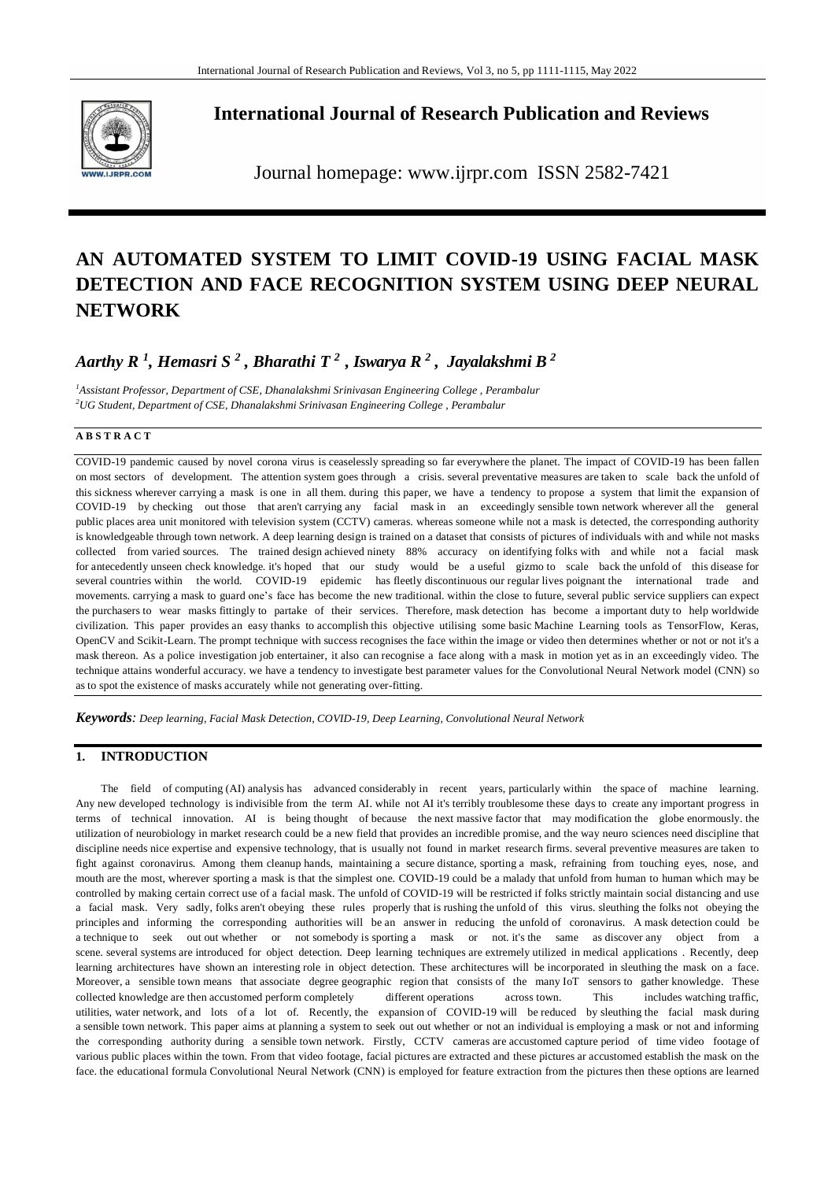# International Journal of Research Publication and Reviews

Journal homepage: www.ijrpr.com ISSN 2582-7421

# AN AUTOMATED SYSTEM TO LIMIT COVID-19 USING FACIAL MASK DETECTION AND FACE RECOGNITION SYSTEM USING DEEP NEURAL NETWORK

***Aarthy R [1], Hemasri S [2], Bharathi T [2], Iswarya R [2], Jayalakshmi B [2]***

*[1]Assistant Professor, Department of CSE, Dhanalakshmi Srinivasan Engineering College , Perambalur*
*[2]UG Student, Department of CSE, Dhanalakshmi Srinivasan Engineering College , Perambalur*

**A B S T R A C T**

COVID-19 pandemic caused by novel corona virus is ceaselessly spreading so far everywhere the planet. The impact of COVID-19 has been fallen on most sectors of development. The attention system goes through a crisis. several preventative measures are taken to scale back the unfold of this sickness wherever carrying a mask is one in all them. during this paper, we have a tendency to propose a system that limit the expansion of COVID-19 by checking out those that aren't carrying any facial mask in an exceedingly sensible town network wherever all the general public places area unit monitored with television system (CCTV) cameras. whereas someone while not a mask is detected, the corresponding authority is knowledgeable through town network. A deep learning design is trained on a dataset that consists of pictures of individuals with and while not masks collected from varied sources. The trained design achieved ninety 88% accuracy on identifying folks with and while not a facial mask for antecedently unseen check knowledge. it's hoped that our study would be a useful gizmo to scale back the unfold of this disease for several countries within the world. COVID-19 epidemic has fleetly discontinuous our regular lives poignant the international trade and movements. carrying a mask to guard one's face has become the new traditional. within the close to future, several public service suppliers can expect the purchasers to wear masks fittingly to partake of their services. Therefore, mask detection has become a important duty to help worldwide civilization. This paper provides an easy thanks to accomplish this objective utilising some basic Machine Learning tools as TensorFlow, Keras, OpenCV and Scikit-Learn. The prompt technique with success recognises the face within the image or video then determines whether or not or not it's a mask thereon. As a police investigation job entertainer, it also can recognise a face along with a mask in motion yet as in an exceedingly video. The technique attains wonderful accuracy. we have a tendency to investigate best parameter values for the Convolutional Neural Network model (CNN) so as to spot the existence of masks accurately while not generating over-fitting.

***Keywords****: Deep learning, Facial Mask Detection, COVID-19, Deep Learning, Convolutional Neural Network*

## 1. INTRODUCTION

The field of computing (AI) analysis has advanced considerably in recent years, particularly within the space of machine learning. Any new developed technology is indivisible from the term AI. while not AI it's terribly troublesome these days to create any important progress in terms of technical innovation. AI is being thought of because the next massive factor that may modification the globe enormously. the utilization of neurobiology in market research could be a new field that provides an incredible promise, and the way neuro sciences need discipline that discipline needs nice expertise and expensive technology, that is usually not found in market research firms. several preventive measures are taken to fight against coronavirus. Among them cleanup hands, maintaining a secure distance, sporting a mask, refraining from touching eyes, nose, and mouth are the most, wherever sporting a mask is that the simplest one. COVID-19 could be a malady that unfold from human to human which may be controlled by making certain correct use of a facial mask. The unfold of COVID-19 will be restricted if folks strictly maintain social distancing and use a facial mask. Very sadly, folks aren't obeying these rules properly that is rushing the unfold of this virus. sleuthing the folks not obeying the principles and informing the corresponding authorities will be an answer in reducing the unfold of coronavirus. A mask detection could be a technique to seek out out whether or not somebody is sporting a mask or not. it's the same as discover any object from a scene. several systems are introduced for object detection. Deep learning techniques are extremely utilized in medical applications . Recently, deep learning architectures have shown an interesting role in object detection. These architectures will be incorporated in sleuthing the mask on a face. Moreover, a sensible town means that associate degree geographic region that consists of the many IoT sensors to gather knowledge. These collected knowledge are then accustomed perform completely different operations across town. This includes watching traffic, utilities, water network, and lots of a lot of. Recently, the expansion of COVID-19 will be reduced by sleuthing the facial mask during a sensible town network. This paper aims at planning a system to seek out out whether or not an individual is employing a mask or not and informing the corresponding authority during a sensible town network. Firstly, CCTV cameras are accustomed capture period of time video footage of various public places within the town. From that video footage, facial pictures are extracted and these pictures ar accustomed establish the mask on the face. the educational formula Convolutional Neural Network (CNN) is employed for feature extraction from the pictures then these options are learned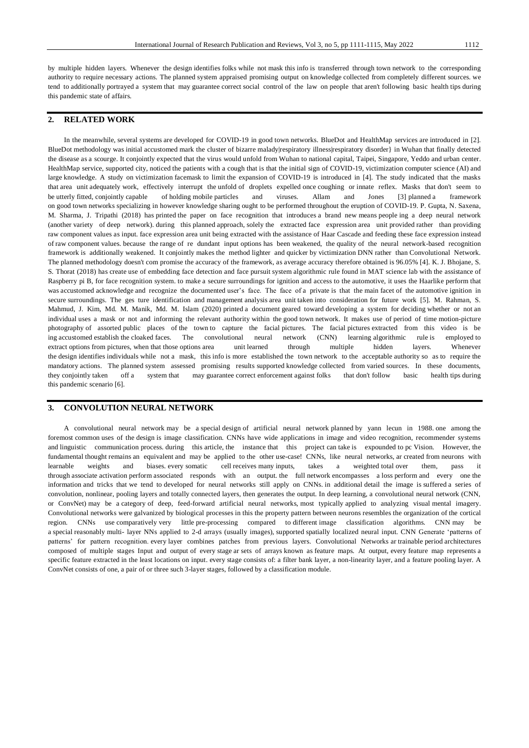by multiple hidden layers. Whenever the design identifies folks while not mask this info is transferred through town network to the corresponding authority to require necessary actions. The planned system appraised promising output on knowledge collected from completely different sources. we tend to additionally portrayed a system that may guarantee correct social control of the law on people that aren't following basic health tips during this pandemic state of affairs.

## 2. RELATED WORK

In the meanwhile, several systems are developed for COVID-19 in good town networks. BlueDot and HealthMap services are introduced in [2]. BlueDot methodology was initial accustomed mark the cluster of bizarre malady|respiratory illness|respiratory disorder} in Wuhan that finally detected the disease as a scourge. It conjointly expected that the virus would unfold from Wuhan to national capital, Taipei, Singapore, Yeddo and urban center. HealthMap service, supported city, noticed the patients with a cough that is that the initial sign of COVID-19, victimization computer science (AI) and large knowledge. A study on victimization facemask to limit the expansion of COVID-19 is introduced in [4]. The study indicated that the masks that area unit adequately work, effectively interrupt the unfold of droplets expelled once coughing or innate reflex. Masks that don't seem to be utterly fitted, conjointly capable of holding mobile particles and viruses. Allam and Jones [3] planned a framework on good town networks specializing in however knowledge sharing ought to be performed throughout the eruption of COVID-19. P. Gupta, N. Saxena, M. Sharma, J. Tripathi (2018) has printed the paper on face recognition that introduces a brand new means people ing a deep neural network (another variety of deep network). during this planned approach, solely the extracted face expression area unit provided rather than providing raw component values as input. face expression area unit being extracted with the assistance of Haar Cascade and feeding these face expression instead of raw component values. because the range of re dundant input options has been weakened, the quality of the neural network-based recognition framework is additionally weakened. It conjointly makes the method lighter and quicker by victimization DNN rather than Convolutional Network. The planned methodology doesn't com promise the accuracy of the framework, as average accuracy therefore obtained is 96.05% [4]. K. J. Bhojane, S. S. Thorat (2018) has create use of embedding face detection and face pursuit system algorithmic rule found in MAT science lab with the assistance of Raspberry pi B, for face recognition system. to make a secure surroundings for ignition and access to the automotive, it uses the Haarlike perform that was accustomed acknowledge and recognize the documented user's face. The face of a private is that the main facet of the automotive ignition in secure surroundings. The ges ture identification and management analysis area unit taken into consideration for future work [5]. M. Rahman, S. Mahmud, J. Kim, Md. M. Manik, Md. M. Islam (2020) printed a document geared toward developing a system for deciding whether or not an individual uses a mask or not and informing the relevant authority within the good town network. It makes use of period of time motion-picture photography of assorted public places of the town to capture the facial pictures. The facial pictures extracted from this video is be ing accustomed establish the cloaked faces. The convolutional neural network (CNN) learning algorithmic rule is employed to extract options from pictures, when that those options area unit learned through multiple hidden layers. Whenever the design identifies individuals while not a mask, this info is more established the town network to the acceptable authority so as to require the mandatory actions. The planned system assessed promising results supported knowledge collected from varied sources. In these documents, they conjointly taken off a system that may guarantee correct enforcement against folks that don't follow basic health tips during this pandemic scenario [6].

## 3. CONVOLUTION NEURAL NETWORK

A convolutional neural network may be a special design of artificial neural network planned by yann lecun in 1988. one among the foremost common uses of the design is image classification. CNNs have wide applications in image and video recognition, recommender systems and linguistic communication process. during this article, the instance that this project can take is expounded to pc Vision. However, the fundamental thought remains an equivalent and may be applied to the other use-case! CNNs, like neural networks, ar created from neurons with learnable weights and biases. every somatic cell receives many inputs, takes a weighted total over them, pass it through associate activation perform associated responds with an output. the full network encompasses a loss perform and every one the information and tricks that we tend to developed for neural networks still apply on CNNs. in additional detail the image is suffered a series of convolution, nonlinear, pooling layers and totally connected layers, then generates the output. In deep learning, a convolutional neural network (CNN, or ConvNet) may be a category of deep, feed-forward artificial neural networks, most typically applied to analyzing visual mental imagery. Convolutional networks were galvanized by biological processes in this the property pattern between neurons resembles the organization of the cortical region. CNNs use comparatively very little pre-processing compared to different image classification algorithms. CNN may be a special reasonably multi- layer NNs applied to 2-d arrays (usually images), supported spatially localized neural input. CNN Generate 'patterns of patterns' for pattern recognition. every layer combines patches from previous layers. Convolutional Networks ar trainable period architectures composed of multiple stages Input and output of every stage ar sets of arrays known as feature maps. At output, every feature map represents a specific feature extracted in the least locations on input. every stage consists of: a filter bank layer, a non-linearity layer, and a feature pooling layer. A ConvNet consists of one, a pair of or three such 3-layer stages, followed by a classification module.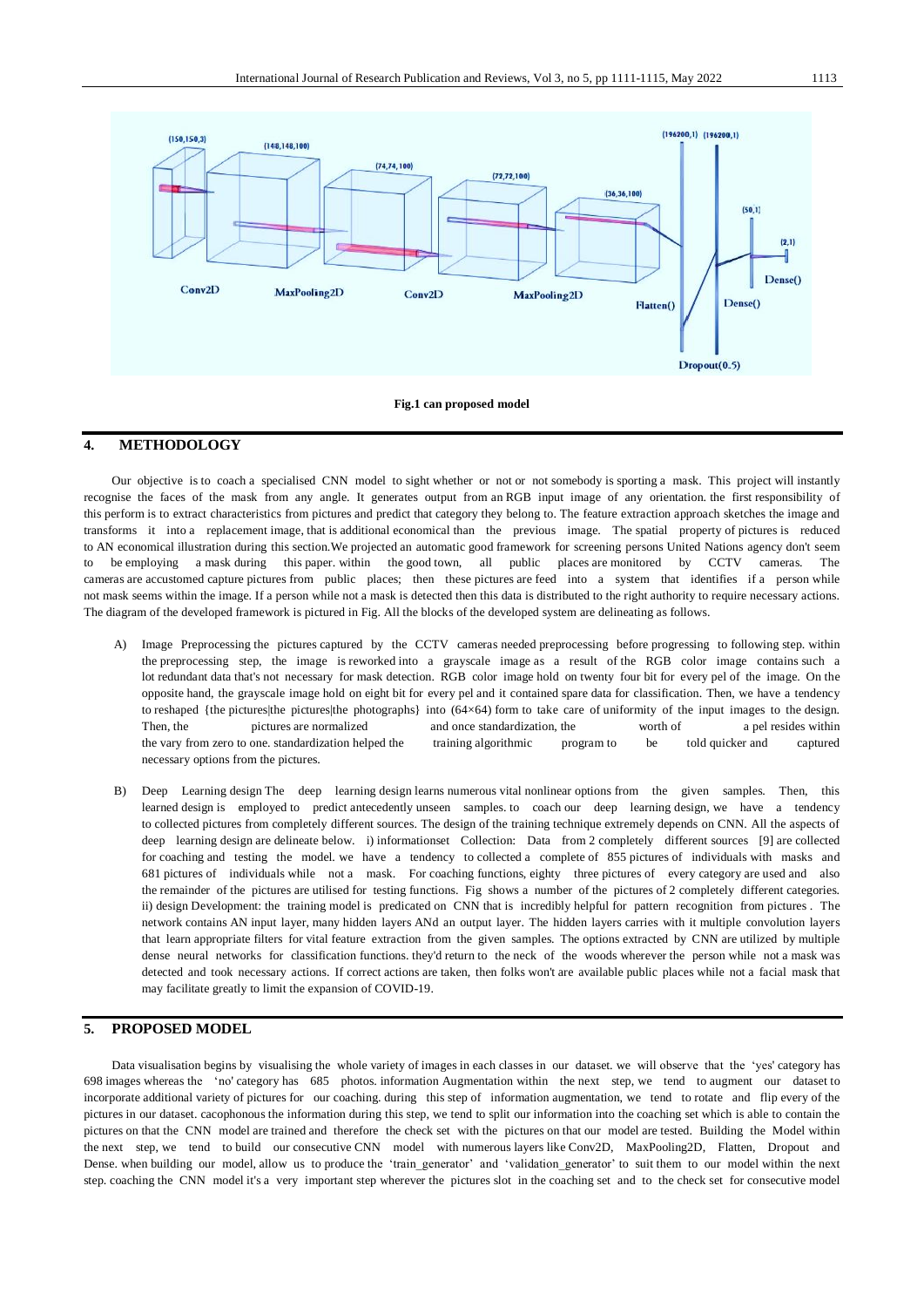Fig.1 can proposed model

## 4. METHODOLOGY

Our objective is to coach a specialised CNN model to sight whether or not or not somebody is sporting a mask. This project will instantly recognise the faces of the mask from any angle. It generates output from an RGB input image of any orientation. the first responsibility of this perform is to extract characteristics from pictures and predict that category they belong to. The feature extraction approach sketches the image and transforms it into a replacement image, that is additional economical than the previous image. The spatial property of pictures is reduced to AN economical illustration during this section.We projected an automatic good framework for screening persons United Nations agency don't seem to be employing a mask during this paper. within the good town, all public places are monitored by CCTV cameras. The cameras are accustomed capture pictures from public places; then these pictures are feed into a system that identifies if a person while not mask seems within the image. If a person while not a mask is detected then this data is distributed to the right authority to require necessary actions. The diagram of the developed framework is pictured in Fig. All the blocks of the developed system are delineating as follows.

A) Image Preprocessing the pictures captured by the CCTV cameras needed preprocessing before progressing to following step. within the preprocessing step, the image is reworked into a grayscale image as a result of the RGB color image contains such a lot redundant data that's not necessary for mask detection. RGB color image hold on twenty four bit for every pel of the image. On the opposite hand, the grayscale image hold on eight bit for every pel and it contained spare data for classification. Then, we have a tendency to reshaped {the pictures|the pictures|the photographs} into (64×64) form to take care of uniformity of the input images to the design. Then, the pictures are normalized and once standardization, the worth of a pel resides within the vary from zero to one. standardization helped the training algorithmic program to be told quicker and captured necessary options from the pictures.

B) Deep Learning design The deep learning design learns numerous vital nonlinear options from the given samples. Then, this learned design is employed to predict antecedently unseen samples. to coach our deep learning design, we have a tendency to collected pictures from completely different sources. The design of the training technique extremely depends on CNN. All the aspects of deep learning design are delineate below. i) informationset Collection: Data from 2 completely different sources [9] are collected for coaching and testing the model. we have a tendency to collected a complete of 855 pictures of individuals with masks and 681 pictures of individuals while not a mask. For coaching functions, eighty three pictures of every category are used and also the remainder of the pictures are utilised for testing functions. Fig shows a number of the pictures of 2 completely different categories. ii) design Development: the training model is predicated on CNN that is incredibly helpful for pattern recognition from pictures . The network contains AN input layer, many hidden layers ANd an output layer. The hidden layers carries with it multiple convolution layers that learn appropriate filters for vital feature extraction from the given samples. The options extracted by CNN are utilized by multiple dense neural networks for classification functions. they'd return to the neck of the woods wherever the person while not a mask was detected and took necessary actions. If correct actions are taken, then folks won't are available public places while not a facial mask that may facilitate greatly to limit the expansion of COVID-19.

## 5. PROPOSED MODEL

Data visualisation begins by visualising the whole variety of images in each classes in our dataset. we will observe that the 'yes' category has 698 images whereas the 'no' category has 685 photos. information Augmentation within the next step, we tend to augment our dataset to incorporate additional variety of pictures for our coaching. during this step of information augmentation, we tend to rotate and flip every of the pictures in our dataset. cacophonous the information during this step, we tend to split our information into the coaching set which is able to contain the pictures on that the CNN model are trained and therefore the check set with the pictures on that our model are tested. Building the Model within the next step, we tend to build our consecutive CNN model with numerous layers like Conv2D, MaxPooling2D, Flatten, Dropout and Dense. when building our model, allow us to produce the 'train_generator' and 'validation_generator' to suit them to our model within the next step. coaching the CNN model it's a very important step wherever the pictures slot in the coaching set and to the check set for consecutive model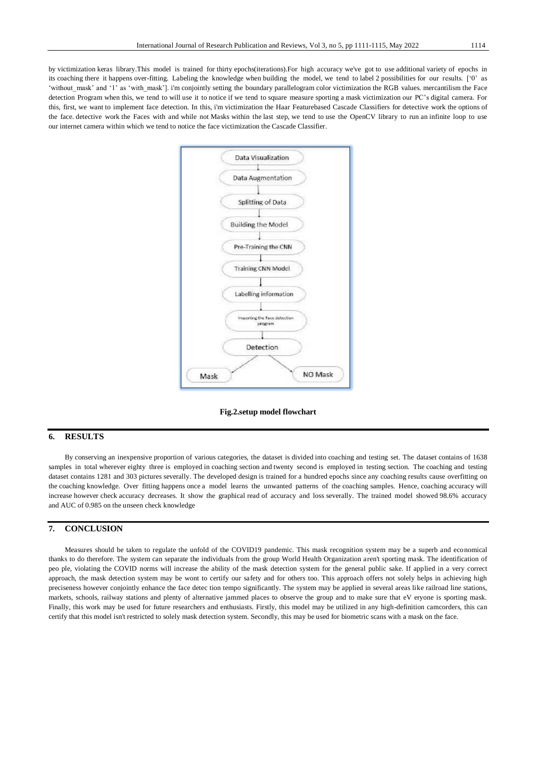by victimization keras library.This model is trained for thirty epochs(iterations).For high accuracy we've got to use additional variety of epochs in its coaching there it happens over-fitting. Labeling the knowledge when building the model, we tend to label 2 possibilities for our results. ['0' as 'without_mask' and '1' as 'with_mask']. i'm conjointly setting the boundary parallelogram color victimization the RGB values. mercantilism the Face detection Program when this, we tend to will use it to notice if we tend to square measure sporting a mask victimization our PC's digital camera. For this, first, we want to implement face detection. In this, i'm victimization the Haar Featurebased Cascade Classifiers for detective work the options of the face. detective work the Faces with and while not Masks within the last step, we tend to use the OpenCV library to run an infinite loop to use our internet camera within which we tend to notice the face victimization the Cascade Classifier.

Data Visualization → Data Augmentation → Splitting of Data → Building the Model → Pre-Training the CNN → Training CNN Model → Labelling information → Importing the Face detection program → Detection → Mask / NO Mask

**Fig.2.setup model flowchart**

## 6. RESULTS

By conserving an inexpensive proportion of various categories, the dataset is divided into coaching and testing set. The dataset contains of 1638 samples in total wherever eighty three is employed in coaching section and twenty second is employed in testing section. The coaching and testing dataset contains 1281 and 303 pictures severally. The developed design is trained for a hundred epochs since any coaching results cause overfitting on the coaching knowledge. Over fitting happens once a model learns the unwanted patterns of the coaching samples. Hence, coaching accuracy will increase however check accuracy decreases. It show the graphical read of accuracy and loss severally. The trained model showed 98.6% accuracy and AUC of 0.985 on the unseen check knowledge

## 7. CONCLUSION

Measures should be taken to regulate the unfold of the COVID19 pandemic. This mask recognition system may be a superb and economical thanks to do therefore. The system can separate the individuals from the group World Health Organization aren't sporting mask. The identification of peo ple, violating the COVID norms will increase the ability of the mask detection system for the general public sake. If applied in a very correct approach, the mask detection system may be wont to certify our safety and for others too. This approach offers not solely helps in achieving high preciseness however conjointly enhance the face detec tion tempo significantly. The system may be applied in several areas like railroad line stations, markets, schools, railway stations and plenty of alternative jammed places to observe the group and to make sure that eV eryone is sporting mask. Finally, this work may be used for future researchers and enthusiasts. Firstly, this model may be utilized in any high-definition camcorders, this can certify that this model isn't restricted to solely mask detection system. Secondly, this may be used for biometric scans with a mask on the face.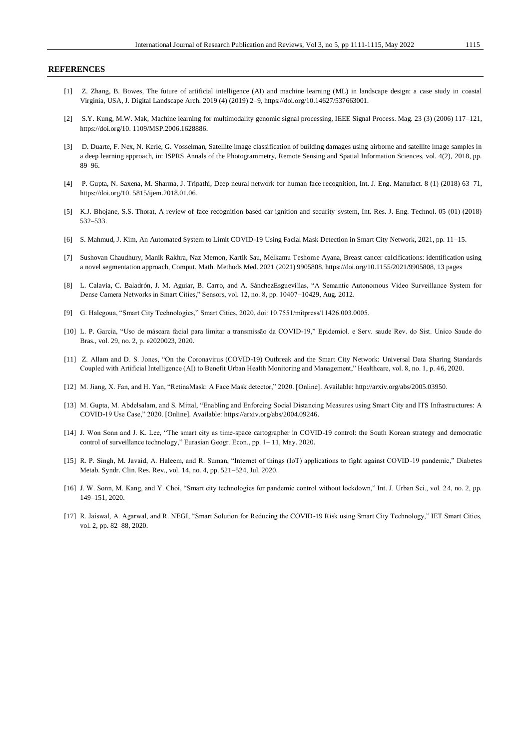## REFERENCES

[1] Z. Zhang, B. Bowes, The future of artificial intelligence (AI) and machine learning (ML) in landscape design: a case study in coastal Virginia, USA, J. Digital Landscape Arch. 2019 (4) (2019) 2–9, https://doi.org/10.14627/537663001.

[2] S.Y. Kung, M.W. Mak, Machine learning for multimodality genomic signal processing, IEEE Signal Process. Mag. 23 (3) (2006) 117–121, https://doi.org/10. 1109/MSP.2006.1628886.

[3] D. Duarte, F. Nex, N. Kerle, G. Vosselman, Satellite image classification of building damages using airborne and satellite image samples in a deep learning approach, in: ISPRS Annals of the Photogrammetry, Remote Sensing and Spatial Information Sciences, vol. 4(2), 2018, pp. 89–96.

[4] P. Gupta, N. Saxena, M. Sharma, J. Tripathi, Deep neural network for human face recognition, Int. J. Eng. Manufact. 8 (1) (2018) 63–71, https://doi.org/10. 5815/ijem.2018.01.06.

[5] K.J. Bhojane, S.S. Thorat, A review of face recognition based car ignition and security system, Int. Res. J. Eng. Technol. 05 (01) (2018) 532–533.

[6] S. Mahmud, J. Kim, An Automated System to Limit COVID-19 Using Facial Mask Detection in Smart City Network, 2021, pp. 11–15.

[7] Sushovan Chaudhury, Manik Rakhra, Naz Memon, Kartik Sau, Melkamu Teshome Ayana, Breast cancer calcifications: identification using a novel segmentation approach, Comput. Math. Methods Med. 2021 (2021) 9905808, https://doi.org/10.1155/2021/9905808, 13 pages

[8] L. Calavia, C. Baladrón, J. M. Aguiar, B. Carro, and A. SánchezEsguevillas, "A Semantic Autonomous Video Surveillance System for Dense Camera Networks in Smart Cities," Sensors, vol. 12, no. 8, pp. 10407–10429, Aug. 2012.

[9] G. Halegoua, "Smart City Technologies," Smart Cities, 2020, doi: 10.7551/mitpress/11426.003.0005.

[10] L. P. Garcia, "Uso de máscara facial para limitar a transmissão da COVID-19," Epidemiol. e Serv. saude Rev. do Sist. Unico Saude do Bras., vol. 29, no. 2, p. e2020023, 2020.

[11] Z. Allam and D. S. Jones, "On the Coronavirus (COVID-19) Outbreak and the Smart City Network: Universal Data Sharing Standards Coupled with Artificial Intelligence (AI) to Benefit Urban Health Monitoring and Management," Healthcare, vol. 8, no. 1, p. 46, 2020.

[12] M. Jiang, X. Fan, and H. Yan, "RetinaMask: A Face Mask detector," 2020. [Online]. Available: http://arxiv.org/abs/2005.03950.

[13] M. Gupta, M. Abdelsalam, and S. Mittal, "Enabling and Enforcing Social Distancing Measures using Smart City and ITS Infrastructures: A COVID-19 Use Case," 2020. [Online]. Available: https://arxiv.org/abs/2004.09246.

[14] J. Won Sonn and J. K. Lee, "The smart city as time-space cartographer in COVID-19 control: the South Korean strategy and democratic control of surveillance technology," Eurasian Geogr. Econ., pp. 1– 11, May. 2020.

[15] R. P. Singh, M. Javaid, A. Haleem, and R. Suman, "Internet of things (IoT) applications to fight against COVID-19 pandemic," Diabetes Metab. Syndr. Clin. Res. Rev., vol. 14, no. 4, pp. 521–524, Jul. 2020.

[16] J. W. Sonn, M. Kang, and Y. Choi, "Smart city technologies for pandemic control without lockdown," Int. J. Urban Sci., vol. 24, no. 2, pp. 149–151, 2020.

[17] R. Jaiswal, A. Agarwal, and R. NEGI, "Smart Solution for Reducing the COVID-19 Risk using Smart City Technology," IET Smart Cities, vol. 2, pp. 82–88, 2020.